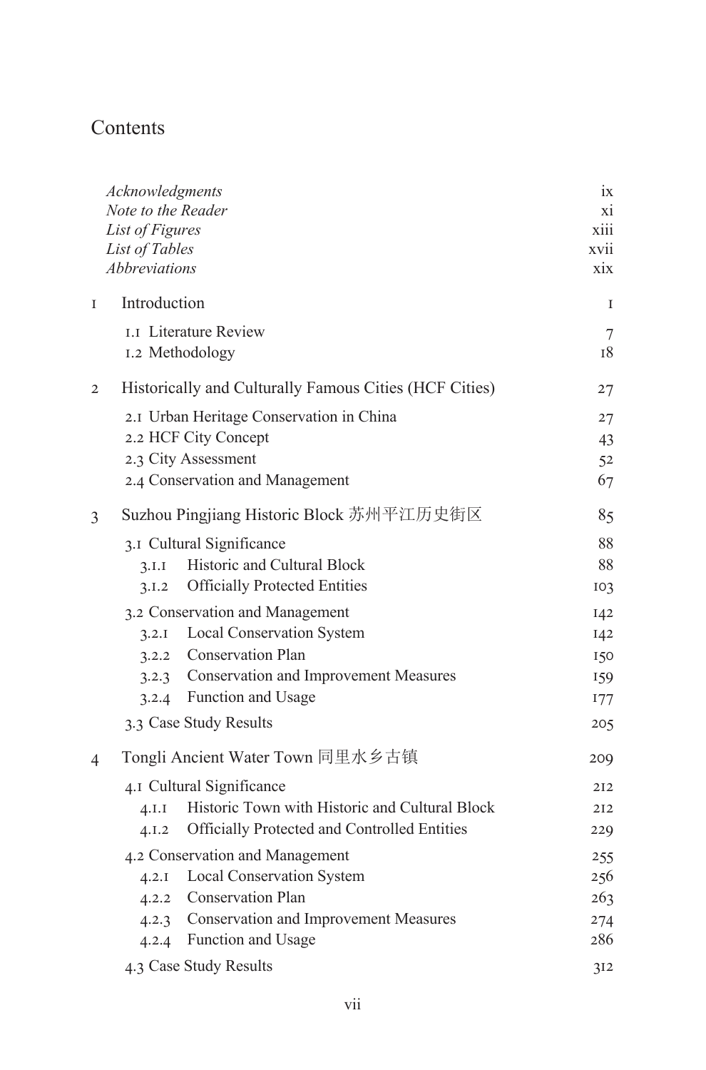# Contents

| | |
|---|---|
| *Acknowledgments* | ix |
| *Note to the Reader* | xi |
| *List of Figures* | xiii |
| *List of Tables* | xvii |
| *Abbreviations* | xix |
| 1 Introduction | 1 |
| 1.1 Literature Review | 7 |
| 1.2 Methodology | 18 |
| 2 Historically and Culturally Famous Cities (HCF Cities) | 27 |
| 2.1 Urban Heritage Conservation in China | 27 |
| 2.2 HCF City Concept | 43 |
| 2.3 City Assessment | 52 |
| 2.4 Conservation and Management | 67 |
| 3 Suzhou Pingjiang Historic Block 苏州平江历史街区 | 85 |
| 3.1 Cultural Significance | 88 |
| 3.1.1 Historic and Cultural Block | 88 |
| 3.1.2 Officially Protected Entities | 103 |
| 3.2 Conservation and Management | 142 |
| 3.2.1 Local Conservation System | 142 |
| 3.2.2 Conservation Plan | 150 |
| 3.2.3 Conservation and Improvement Measures | 159 |
| 3.2.4 Function and Usage | 177 |
| 3.3 Case Study Results | 205 |
| 4 Tongli Ancient Water Town 同里水乡古镇 | 209 |
| 4.1 Cultural Significance | 212 |
| 4.1.1 Historic Town with Historic and Cultural Block | 212 |
| 4.1.2 Officially Protected and Controlled Entities | 229 |
| 4.2 Conservation and Management | 255 |
| 4.2.1 Local Conservation System | 256 |
| 4.2.2 Conservation Plan | 263 |
| 4.2.3 Conservation and Improvement Measures | 274 |
| 4.2.4 Function and Usage | 286 |
| 4.3 Case Study Results | 312 |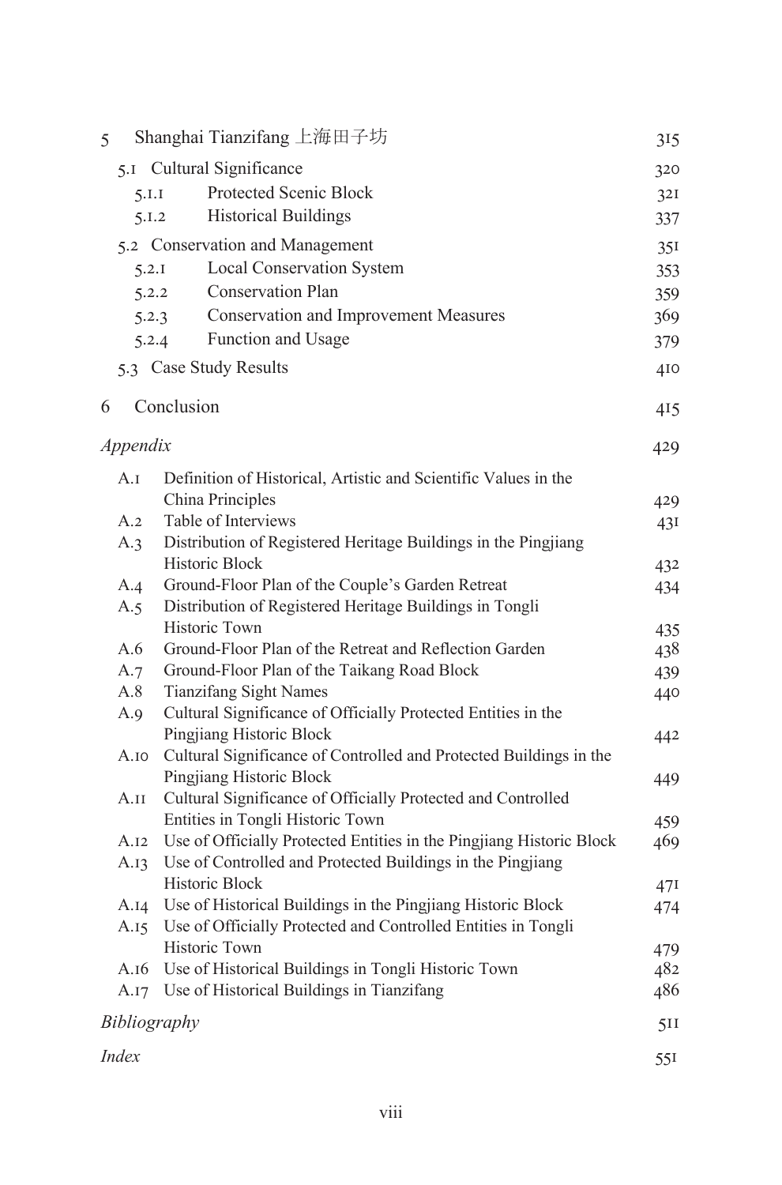| | | |
|---|---|---|
| 5 | Shanghai Tianzifang 上海田子坊 | 315 |
| 5.1 | Cultural Significance | 320 |
| 5.1.1 | Protected Scenic Block | 321 |
| 5.1.2 | Historical Buildings | 337 |
| 5.2 | Conservation and Management | 351 |
| 5.2.1 | Local Conservation System | 353 |
| 5.2.2 | Conservation Plan | 359 |
| 5.2.3 | Conservation and Improvement Measures | 369 |
| 5.2.4 | Function and Usage | 379 |
| 5.3 | Case Study Results | 410 |
| 6 | Conclusion | 415 |
| | *Appendix* | 429 |
| A.1 | Definition of Historical, Artistic and Scientific Values in the China Principles | 429 |
| A.2 | Table of Interviews | 431 |
| A.3 | Distribution of Registered Heritage Buildings in the Pingjiang Historic Block | 432 |
| A.4 | Ground-Floor Plan of the Couple's Garden Retreat | 434 |
| A.5 | Distribution of Registered Heritage Buildings in Tongli Historic Town | 435 |
| A.6 | Ground-Floor Plan of the Retreat and Reflection Garden | 438 |
| A.7 | Ground-Floor Plan of the Taikang Road Block | 439 |
| A.8 | Tianzifang Sight Names | 440 |
| A.9 | Cultural Significance of Officially Protected Entities in the Pingjiang Historic Block | 442 |
| A.10 | Cultural Significance of Controlled and Protected Buildings in the Pingjiang Historic Block | 449 |
| A.11 | Cultural Significance of Officially Protected and Controlled Entities in Tongli Historic Town | 459 |
| A.12 | Use of Officially Protected Entities in the Pingjiang Historic Block | 469 |
| A.13 | Use of Controlled and Protected Buildings in the Pingjiang Historic Block | 471 |
| A.14 | Use of Historical Buildings in the Pingjiang Historic Block | 474 |
| A.15 | Use of Officially Protected and Controlled Entities in Tongli Historic Town | 479 |
| A.16 | Use of Historical Buildings in Tongli Historic Town | 482 |
| A.17 | Use of Historical Buildings in Tianzifang | 486 |
| | *Bibliography* | 511 |
| | *Index* | 551 |